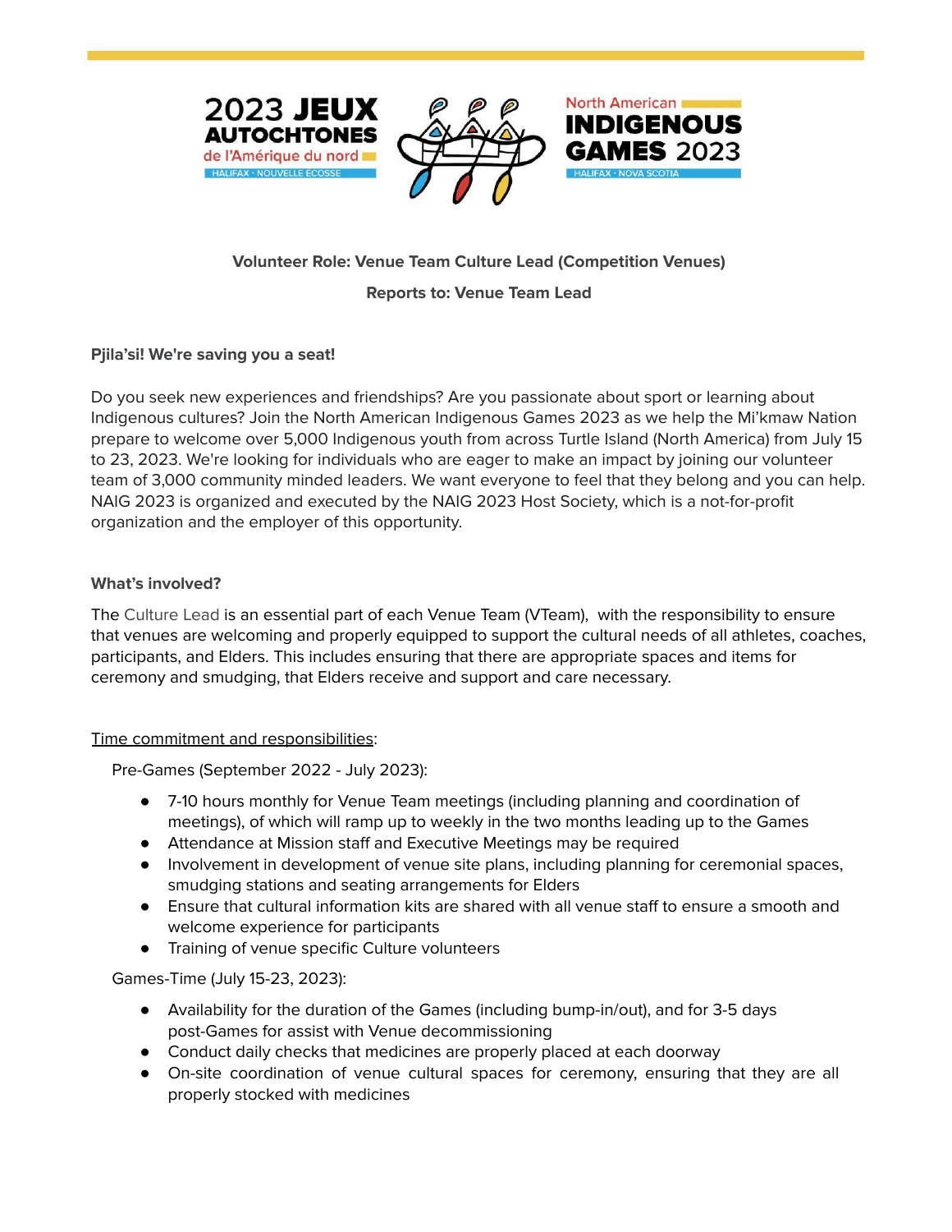2023 JEUX AUTOCHTONES de l'Amérique du nord — HALIFAX · NOUVELLE ECOSSE

North American INDIGENOUS GAMES 2023 — HALIFAX · NOVA SCOTIA

**Volunteer Role: Venue Team Culture Lead (Competition Venues)**

**Reports to: Venue Team Lead**

**Pjila'si! We're saving you a seat!**

Do you seek new experiences and friendships? Are you passionate about sport or learning about Indigenous cultures? Join the North American Indigenous Games 2023 as we help the Mi'kmaw Nation prepare to welcome over 5,000 Indigenous youth from across Turtle Island (North America) from July 15 to 23, 2023. We're looking for individuals who are eager to make an impact by joining our volunteer team of 3,000 community minded leaders. We want everyone to feel that they belong and you can help. NAIG 2023 is organized and executed by the NAIG 2023 Host Society, which is a not-for-profit organization and the employer of this opportunity.

**What's involved?**

The Culture Lead is an essential part of each Venue Team (VTeam), with the responsibility to ensure that venues are welcoming and properly equipped to support the cultural needs of all athletes, coaches, participants, and Elders. This includes ensuring that there are appropriate spaces and items for ceremony and smudging, that Elders receive and support and care necessary.

Time commitment and responsibilities:

Pre-Games (September 2022 - July 2023):

- 7-10 hours monthly for Venue Team meetings (including planning and coordination of meetings), of which will ramp up to weekly in the two months leading up to the Games
- Attendance at Mission staff and Executive Meetings may be required
- Involvement in development of venue site plans, including planning for ceremonial spaces, smudging stations and seating arrangements for Elders
- Ensure that cultural information kits are shared with all venue staff to ensure a smooth and welcome experience for participants
- Training of venue specific Culture volunteers

Games-Time (July 15-23, 2023):

- Availability for the duration of the Games (including bump-in/out), and for 3-5 days post-Games for assist with Venue decommissioning
- Conduct daily checks that medicines are properly placed at each doorway
- On-site coordination of venue cultural spaces for ceremony, ensuring that they are all properly stocked with medicines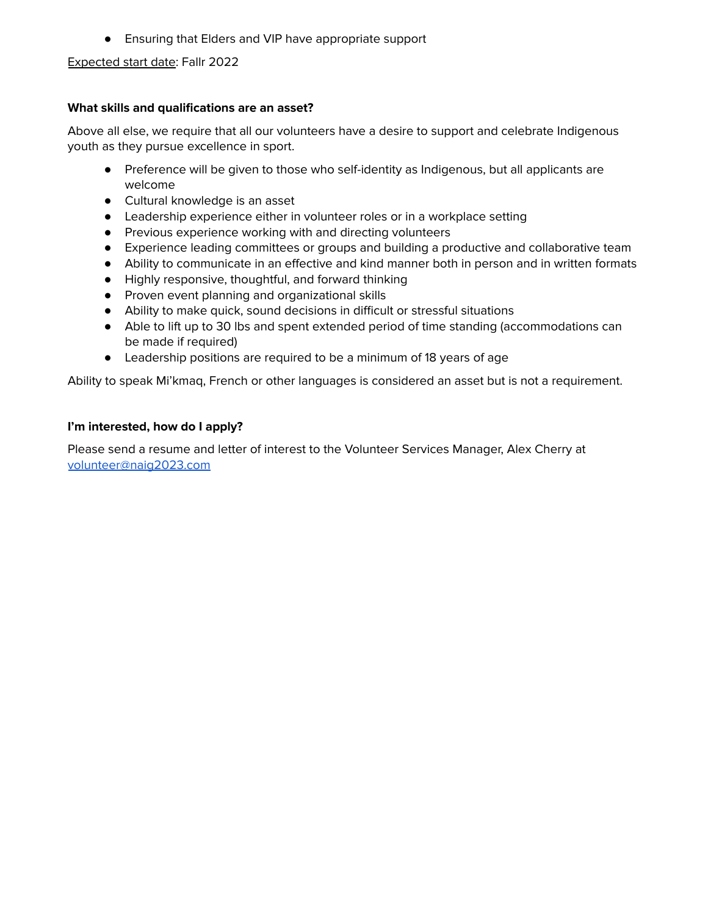- Ensuring that Elders and VIP have appropriate support

Expected start date: Fallr 2022

**What skills and qualifications are an asset?**

Above all else, we require that all our volunteers have a desire to support and celebrate Indigenous youth as they pursue excellence in sport.

- Preference will be given to those who self-identity as Indigenous, but all applicants are welcome
- Cultural knowledge is an asset
- Leadership experience either in volunteer roles or in a workplace setting
- Previous experience working with and directing volunteers
- Experience leading committees or groups and building a productive and collaborative team
- Ability to communicate in an effective and kind manner both in person and in written formats
- Highly responsive, thoughtful, and forward thinking
- Proven event planning and organizational skills
- Ability to make quick, sound decisions in difficult or stressful situations
- Able to lift up to 30 lbs and spent extended period of time standing (accommodations can be made if required)
- Leadership positions are required to be a minimum of 18 years of age

Ability to speak Mi'kmaq, French or other languages is considered an asset but is not a requirement.

**I'm interested, how do I apply?**

Please send a resume and letter of interest to the Volunteer Services Manager, Alex Cherry at volunteer@naig2023.com